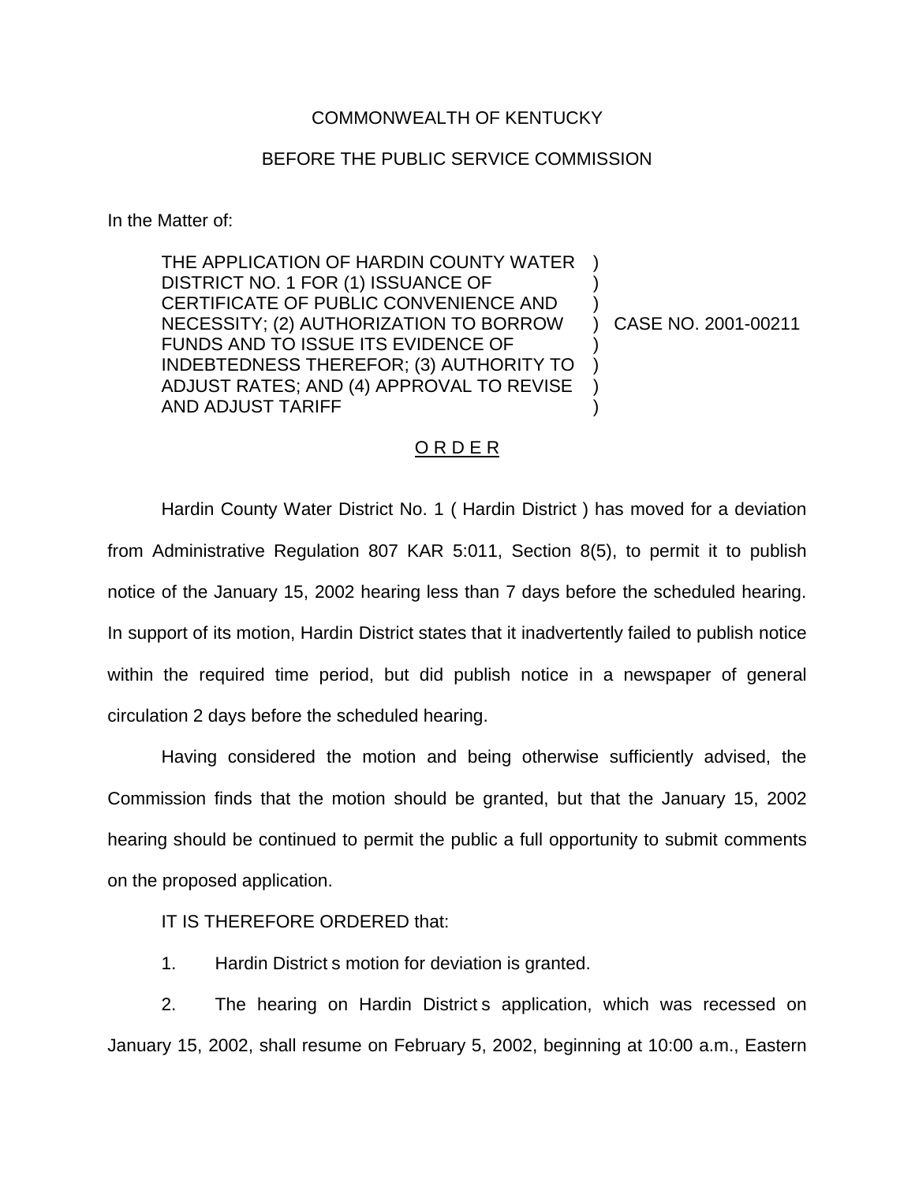COMMONWEALTH OF KENTUCKY

BEFORE THE PUBLIC SERVICE COMMISSION

In the Matter of:

| | | |
|---|---|---|
| THE APPLICATION OF HARDIN COUNTY WATER DISTRICT NO. 1 FOR (1) ISSUANCE OF CERTIFICATE OF PUBLIC CONVENIENCE AND NECESSITY; (2) AUTHORIZATION TO BORROW FUNDS AND TO ISSUE ITS EVIDENCE OF INDEBTEDNESS THEREFOR; (3) AUTHORITY TO ADJUST RATES; AND (4) APPROVAL TO REVISE AND ADJUST TARIFF | ) | CASE NO. 2001-00211 |

O R D E R

Hardin County Water District No. 1 ( Hardin District ) has moved for a deviation from Administrative Regulation 807 KAR 5:011, Section 8(5), to permit it to publish notice of the January 15, 2002 hearing less than 7 days before the scheduled hearing. In support of its motion, Hardin District states that it inadvertently failed to publish notice within the required time period, but did publish notice in a newspaper of general circulation 2 days before the scheduled hearing.

Having considered the motion and being otherwise sufficiently advised, the Commission finds that the motion should be granted, but that the January 15, 2002 hearing should be continued to permit the public a full opportunity to submit comments on the proposed application.

IT IS THEREFORE ORDERED that:

1. Hardin District s motion for deviation is granted.

2. The hearing on Hardin District s application, which was recessed on January 15, 2002, shall resume on February 5, 2002, beginning at 10:00 a.m., Eastern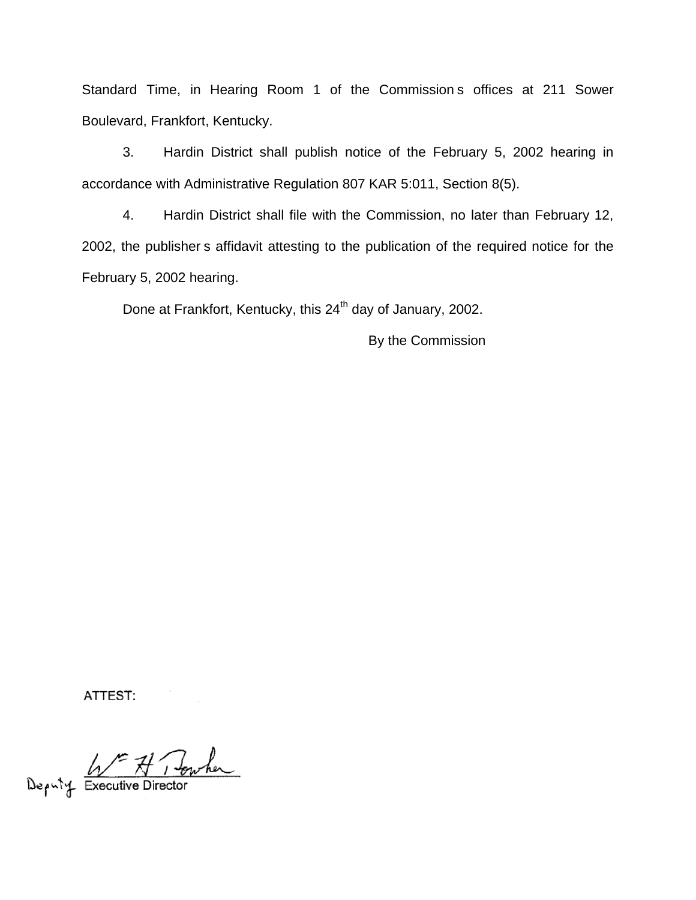Standard Time, in Hearing Room 1 of the Commission s offices at 211 Sower Boulevard, Frankfort, Kentucky.

3. Hardin District shall publish notice of the February 5, 2002 hearing in accordance with Administrative Regulation 807 KAR 5:011, Section 8(5).

4. Hardin District shall file with the Commission, no later than February 12, 2002, the publisher s affidavit attesting to the publication of the required notice for the February 5, 2002 hearing.

Done at Frankfort, Kentucky, this 24th day of January, 2002.

By the Commission

ATTEST:

Deputy Executive Director